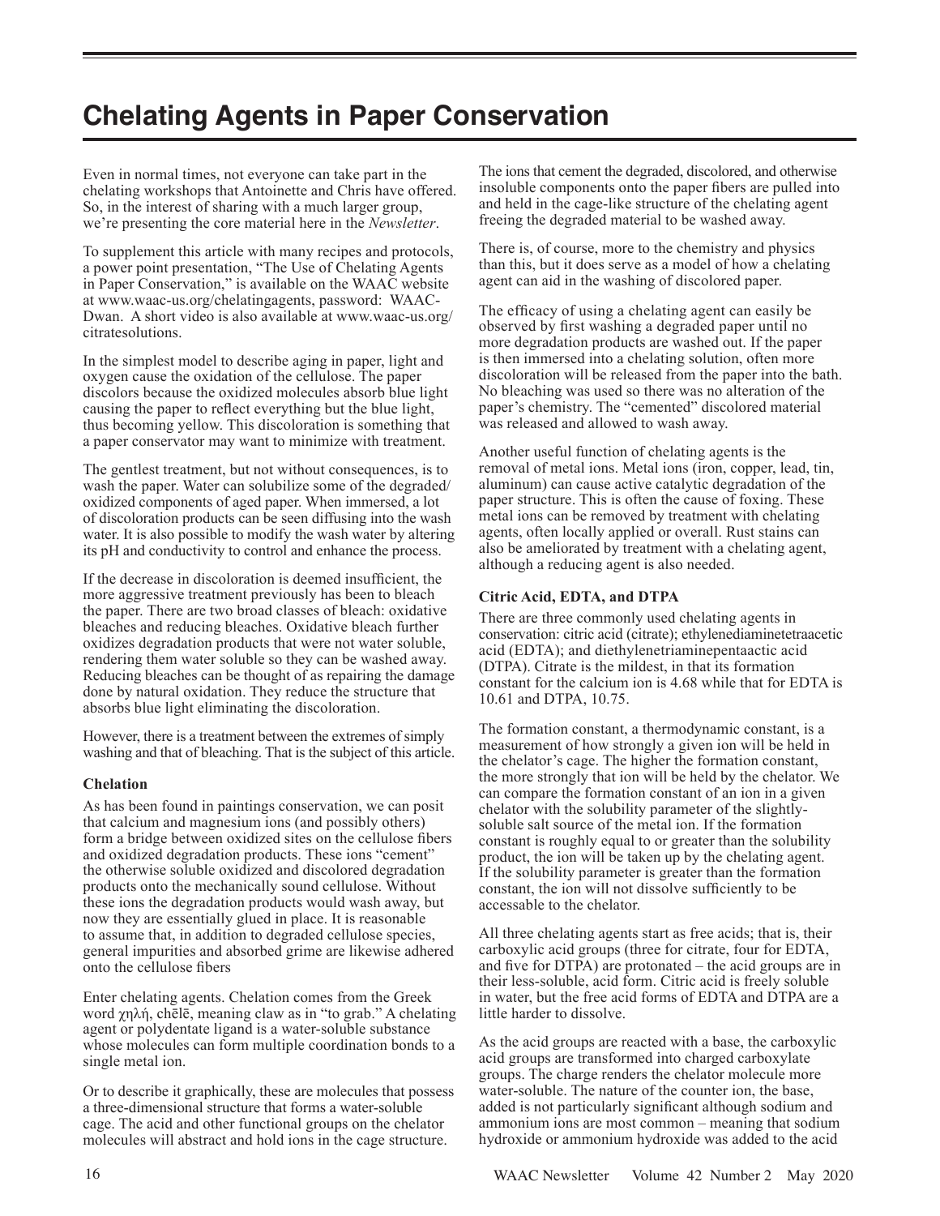# Chelating Agents in Paper Conservation

Even in normal times, not everyone can take part in the chelating workshops that Antoinette and Chris have offered. So, in the interest of sharing with a much larger group, we're presenting the core material here in the *Newsletter*.

To supplement this article with many recipes and protocols, a power point presentation, "The Use of Chelating Agents in Paper Conservation," is available on the WAAC website at www.waac-us.org/chelatingagents, password: WAAC-Dwan. A short video is also available at www.waac-us.org/citratesolutions.

In the simplest model to describe aging in paper, light and oxygen cause the oxidation of the cellulose. The paper discolors because the oxidized molecules absorb blue light causing the paper to reflect everything but the blue light, thus becoming yellow. This discoloration is something that a paper conservator may want to minimize with treatment.

The gentlest treatment, but not without consequences, is to wash the paper. Water can solubilize some of the degraded/oxidized components of aged paper. When immersed, a lot of discoloration products can be seen diffusing into the wash water. It is also possible to modify the wash water by altering its pH and conductivity to control and enhance the process.

If the decrease in discoloration is deemed insufficient, the more aggressive treatment previously has been to bleach the paper. There are two broad classes of bleach: oxidative bleaches and reducing bleaches. Oxidative bleach further oxidizes degradation products that were not water soluble, rendering them water soluble so they can be washed away. Reducing bleaches can be thought of as repairing the damage done by natural oxidation. They reduce the structure that absorbs blue light eliminating the discoloration.

However, there is a treatment between the extremes of simply washing and that of bleaching. That is the subject of this article.

### Chelation

As has been found in paintings conservation, we can posit that calcium and magnesium ions (and possibly others) form a bridge between oxidized sites on the cellulose fibers and oxidized degradation products. These ions "cement" the otherwise soluble oxidized and discolored degradation products onto the mechanically sound cellulose. Without these ions the degradation products would wash away, but now they are essentially glued in place. It is reasonable to assume that, in addition to degraded cellulose species, general impurities and absorbed grime are likewise adhered onto the cellulose fibers

Enter chelating agents. Chelation comes from the Greek word χηλή, chēlē, meaning claw as in "to grab." A chelating agent or polydentate ligand is a water-soluble substance whose molecules can form multiple coordination bonds to a single metal ion.

Or to describe it graphically, these are molecules that possess a three-dimensional structure that forms a water-soluble cage. The acid and other functional groups on the chelator molecules will abstract and hold ions in the cage structure. The ions that cement the degraded, discolored, and otherwise insoluble components onto the paper fibers are pulled into and held in the cage-like structure of the chelating agent freeing the degraded material to be washed away.

There is, of course, more to the chemistry and physics than this, but it does serve as a model of how a chelating agent can aid in the washing of discolored paper.

The efficacy of using a chelating agent can easily be observed by first washing a degraded paper until no more degradation products are washed out. If the paper is then immersed into a chelating solution, often more discoloration will be released from the paper into the bath. No bleaching was used so there was no alteration of the paper's chemistry. The "cemented" discolored material was released and allowed to wash away.

Another useful function of chelating agents is the removal of metal ions. Metal ions (iron, copper, lead, tin, aluminum) can cause active catalytic degradation of the paper structure. This is often the cause of foxing. These metal ions can be removed by treatment with chelating agents, often locally applied or overall. Rust stains can also be ameliorated by treatment with a chelating agent, although a reducing agent is also needed.

### Citric Acid, EDTA, and DTPA

There are three commonly used chelating agents in conservation: citric acid (citrate); ethylenediaminetetraacetic acid (EDTA); and diethylenetriaminepentaactic acid (DTPA). Citrate is the mildest, in that its formation constant for the calcium ion is 4.68 while that for EDTA is 10.61 and DTPA, 10.75.

The formation constant, a thermodynamic constant, is a measurement of how strongly a given ion will be held in the chelator's cage. The higher the formation constant, the more strongly that ion will be held by the chelator. We can compare the formation constant of an ion in a given chelator with the solubility parameter of the slightly-soluble salt source of the metal ion. If the formation constant is roughly equal to or greater than the solubility product, the ion will be taken up by the chelating agent. If the solubility parameter is greater than the formation constant, the ion will not dissolve sufficiently to be accessable to the chelator.

All three chelating agents start as free acids; that is, their carboxylic acid groups (three for citrate, four for EDTA, and five for DTPA) are protonated – the acid groups are in their less-soluble, acid form. Citric acid is freely soluble in water, but the free acid forms of EDTA and DTPA are a little harder to dissolve.

As the acid groups are reacted with a base, the carboxylic acid groups are transformed into charged carboxylate groups. The charge renders the chelator molecule more water-soluble. The nature of the counter ion, the base, added is not particularly significant although sodium and ammonium ions are most common – meaning that sodium hydroxide or ammonium hydroxide was added to the acid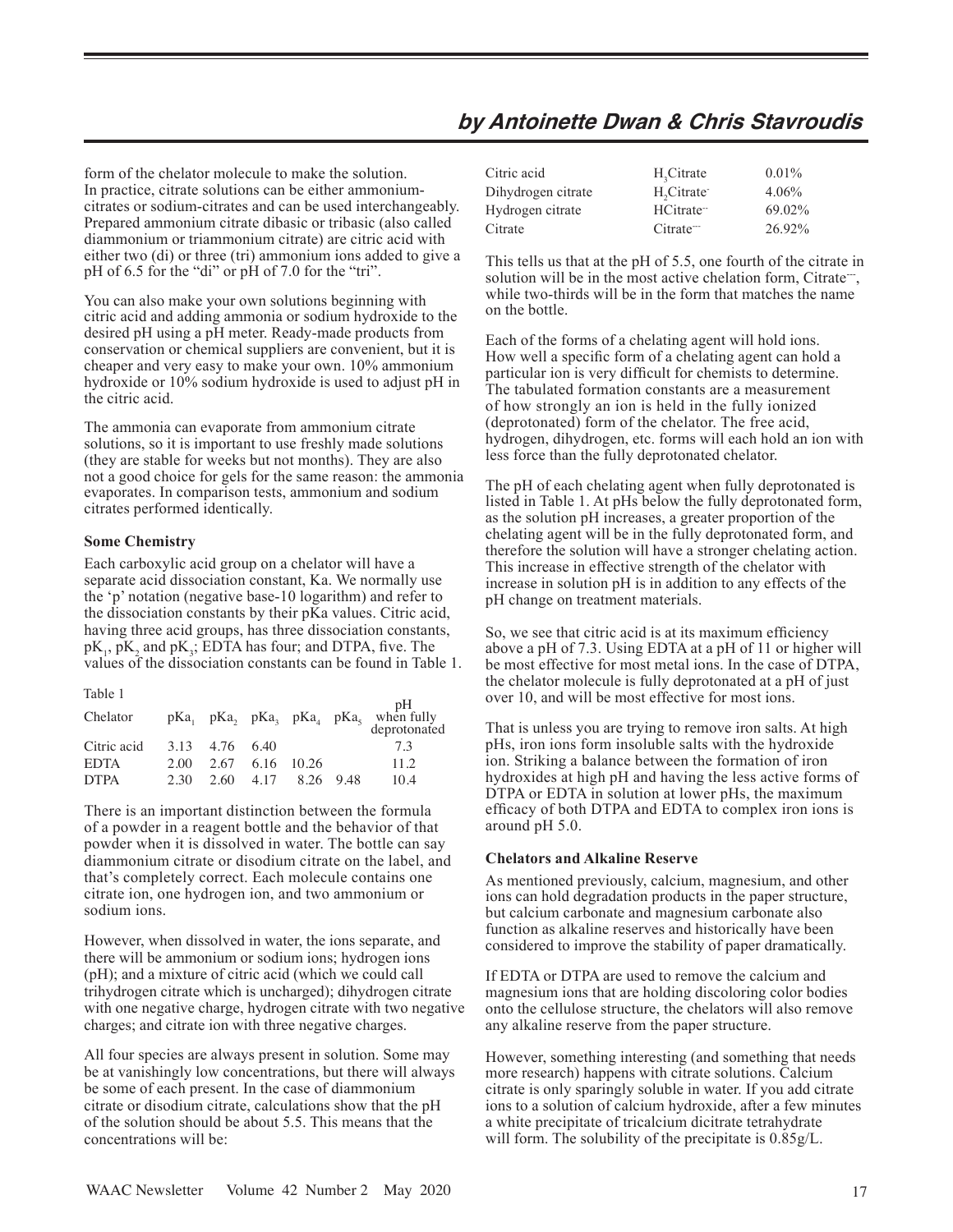form of the chelator molecule to make the solution. In practice, citrate solutions can be either ammonium-citrates or sodium-citrates and can be used interchangeably. Prepared ammonium citrate dibasic or tribasic (also called diammonium or triammonium citrate) are citric acid with either two (di) or three (tri) ammonium ions added to give a pH of 6.5 for the "di" or pH of 7.0 for the "tri".

You can also make your own solutions beginning with citric acid and adding ammonia or sodium hydroxide to the desired pH using a pH meter. Ready-made products from conservation or chemical suppliers are convenient, but it is cheaper and very easy to make your own. 10% ammonium hydroxide or 10% sodium hydroxide is used to adjust pH in the citric acid.

The ammonia can evaporate from ammonium citrate solutions, so it is important to use freshly made solutions (they are stable for weeks but not months). They are also not a good choice for gels for the same reason: the ammonia evaporates. In comparison tests, ammonium and sodium citrates performed identically.

**Some Chemistry**

Each carboxylic acid group on a chelator will have a separate acid dissociation constant, Ka. We normally use the 'p' notation (negative base-10 logarithm) and refer to the dissociation constants by their pKa values. Citric acid, having three acid groups, has three dissociation constants, $pK_1$, $pK_2$ and $pK_3$; EDTA has four; and DTPA, five. The values of the dissociation constants can be found in Table 1.

Table 1

| Chelator | $pKa_1$ | $pKa_2$ | $pKa_3$ | $pKa_4$ | $pKa_5$ | pH when fully deprotonated |
|---|---|---|---|---|---|---|
| Citric acid | 3.13 | 4.76 | 6.40 | | | 7.3 |
| EDTA | 2.00 | 2.67 | 6.16 | 10.26 | | 11.2 |
| DTPA | 2.30 | 2.60 | 4.17 | 8.26 | 9.48 | 10.4 |

There is an important distinction between the formula of a powder in a reagent bottle and the behavior of that powder when it is dissolved in water. The bottle can say diammonium citrate or disodium citrate on the label, and that's completely correct. Each molecule contains one citrate ion, one hydrogen ion, and two ammonium or sodium ions.

However, when dissolved in water, the ions separate, and there will be ammonium or sodium ions; hydrogen ions (pH); and a mixture of citric acid (which we could call trihydrogen citrate which is uncharged); dihydrogen citrate with one negative charge, hydrogen citrate with two negative charges; and citrate ion with three negative charges.

All four species are always present in solution. Some may be at vanishingly low concentrations, but there will always be some of each present. In the case of diammonium citrate or disodium citrate, calculations show that the pH of the solution should be about 5.5. This means that the concentrations will be:

| | | |
|---|---|---|
| Citric acid | $H_3Citrate$ | 0.01% |
| Dihydrogen citrate | $H_2Citrate^{-}$ | 4.06% |
| Hydrogen citrate | $HCitrate^{--}$ | 69.02% |
| Citrate | $Citrate^{---}$ | 26.92% |

This tells us that at the pH of 5.5, one fourth of the citrate in solution will be in the most active chelation form, $Citrate^{---}$, while two-thirds will be in the form that matches the name on the bottle.

Each of the forms of a chelating agent will hold ions. How well a specific form of a chelating agent can hold a particular ion is very difficult for chemists to determine. The tabulated formation constants are a measurement of how strongly an ion is held in the fully ionized (deprotonated) form of the chelator. The free acid, hydrogen, dihydrogen, etc. forms will each hold an ion with less force than the fully deprotonated chelator.

The pH of each chelating agent when fully deprotonated is listed in Table 1. At pHs below the fully deprotonated form, as the solution pH increases, a greater proportion of the chelating agent will be in the fully deprotonated form, and therefore the solution will have a stronger chelating action. This increase in effective strength of the chelator with increase in solution pH is in addition to any effects of the pH change on treatment materials.

So, we see that citric acid is at its maximum efficiency above a pH of 7.3. Using EDTA at a pH of 11 or higher will be most effective for most metal ions. In the case of DTPA, the chelator molecule is fully deprotonated at a pH of just over 10, and will be most effective for most ions.

That is unless you are trying to remove iron salts. At high pHs, iron ions form insoluble salts with the hydroxide ion. Striking a balance between the formation of iron hydroxides at high pH and having the less active forms of DTPA or EDTA in solution at lower pHs, the maximum efficacy of both DTPA and EDTA to complex iron ions is around pH 5.0.

**Chelators and Alkaline Reserve**

As mentioned previously, calcium, magnesium, and other ions can hold degradation products in the paper structure, but calcium carbonate and magnesium carbonate also function as alkaline reserves and historically have been considered to improve the stability of paper dramatically.

If EDTA or DTPA are used to remove the calcium and magnesium ions that are holding discoloring color bodies onto the cellulose structure, the chelators will also remove any alkaline reserve from the paper structure.

However, something interesting (and something that needs more research) happens with citrate solutions. Calcium citrate is only sparingly soluble in water. If you add citrate ions to a solution of calcium hydroxide, after a few minutes a white precipitate of tricalcium dicitrate tetrahydrate will form. The solubility of the precipitate is 0.85g/L.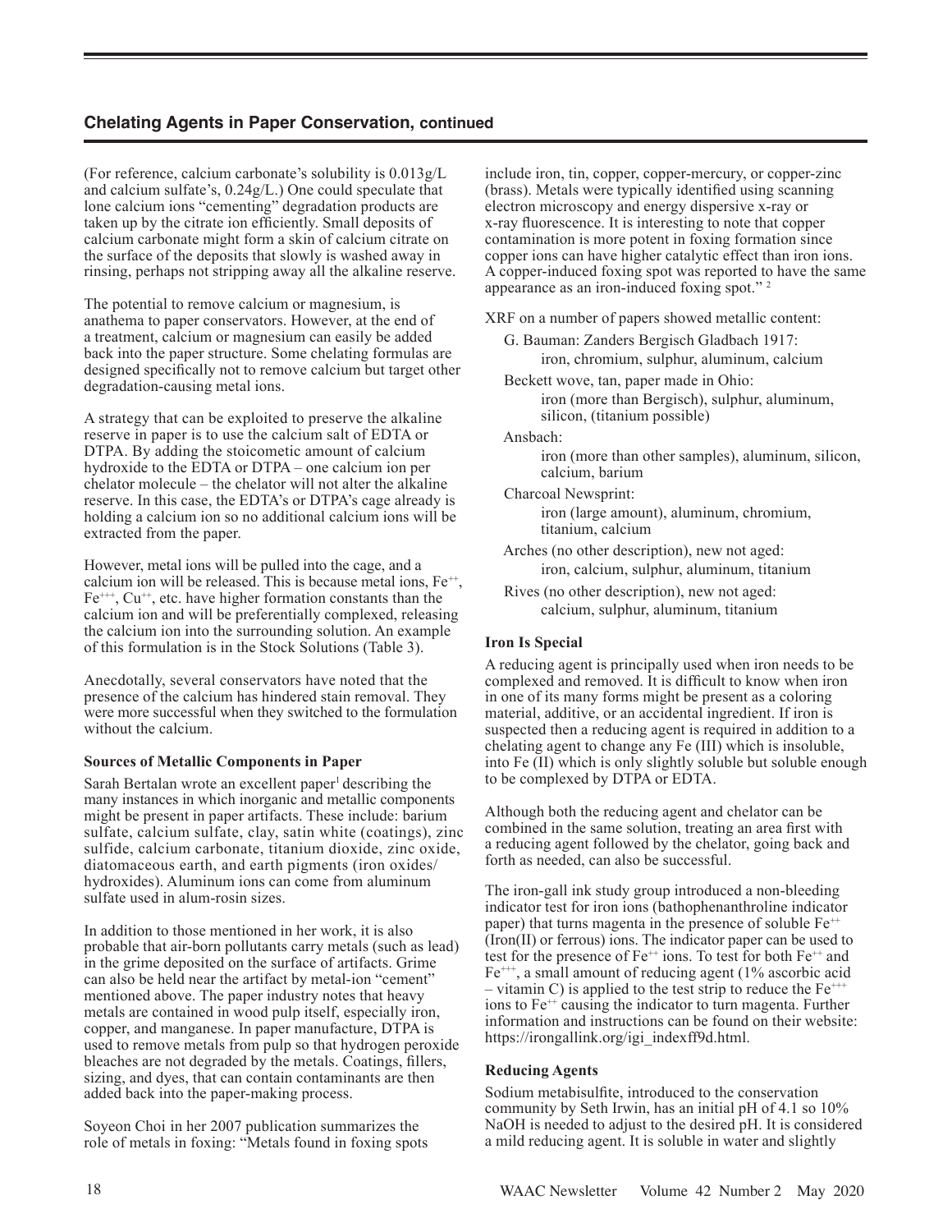## Chelating Agents in Paper Conservation, continued

(For reference, calcium carbonate's solubility is 0.013g/L and calcium sulfate's, 0.24g/L.) One could speculate that lone calcium ions "cementing" degradation products are taken up by the citrate ion efficiently. Small deposits of calcium carbonate might form a skin of calcium citrate on the surface of the deposits that slowly is washed away in rinsing, perhaps not stripping away all the alkaline reserve.

The potential to remove calcium or magnesium, is anathema to paper conservators. However, at the end of a treatment, calcium or magnesium can easily be added back into the paper structure. Some chelating formulas are designed specifically not to remove calcium but target other degradation-causing metal ions.

A strategy that can be exploited to preserve the alkaline reserve in paper is to use the calcium salt of EDTA or DTPA. By adding the stoicometic amount of calcium hydroxide to the EDTA or DTPA – one calcium ion per chelator molecule – the chelator will not alter the alkaline reserve. In this case, the EDTA's or DTPA's cage already is holding a calcium ion so no additional calcium ions will be extracted from the paper.

However, metal ions will be pulled into the cage, and a calcium ion will be released. This is because metal ions, $Fe^{++}$, $Fe^{+++}$, $Cu^{++}$, etc. have higher formation constants than the calcium ion and will be preferentially complexed, releasing the calcium ion into the surrounding solution. An example of this formulation is in the Stock Solutions (Table 3).

Anecdotally, several conservators have noted that the presence of the calcium has hindered stain removal. They were more successful when they switched to the formulation without the calcium.

### Sources of Metallic Components in Paper

Sarah Bertalan wrote an excellent paper[1] describing the many instances in which inorganic and metallic components might be present in paper artifacts. These include: barium sulfate, calcium sulfate, clay, satin white (coatings), zinc sulfide, calcium carbonate, titanium dioxide, zinc oxide, diatomaceous earth, and earth pigments (iron oxides/hydroxides). Aluminum ions can come from aluminum sulfate used in alum-rosin sizes.

In addition to those mentioned in her work, it is also probable that air-born pollutants carry metals (such as lead) in the grime deposited on the surface of artifacts. Grime can also be held near the artifact by metal-ion "cement" mentioned above. The paper industry notes that heavy metals are contained in wood pulp itself, especially iron, copper, and manganese. In paper manufacture, DTPA is used to remove metals from pulp so that hydrogen peroxide bleaches are not degraded by the metals. Coatings, fillers, sizing, and dyes, that can contain contaminants are then added back into the paper-making process.

Soyeon Choi in her 2007 publication summarizes the role of metals in foxing: "Metals found in foxing spots include iron, tin, copper, copper-mercury, or copper-zinc (brass). Metals were typically identified using scanning electron microscopy and energy dispersive x-ray or x-ray fluorescence. It is interesting to note that copper contamination is more potent in foxing formation since copper ions can have higher catalytic effect than iron ions. A copper-induced foxing spot was reported to have the same appearance as an iron-induced foxing spot." [2]

XRF on a number of papers showed metallic content:

- G. Bauman: Zanders Bergisch Gladbach 1917:
  iron, chromium, sulphur, aluminum, calcium
- Beckett wove, tan, paper made in Ohio:
  iron (more than Bergisch), sulphur, aluminum, silicon, (titanium possible)
- Ansbach:
  iron (more than other samples), aluminum, silicon, calcium, barium
- Charcoal Newsprint:
  iron (large amount), aluminum, chromium, titanium, calcium
- Arches (no other description), new not aged:
  iron, calcium, sulphur, aluminum, titanium
- Rives (no other description), new not aged:
  calcium, sulphur, aluminum, titanium

### Iron Is Special

A reducing agent is principally used when iron needs to be complexed and removed. It is difficult to know when iron in one of its many forms might be present as a coloring material, additive, or an accidental ingredient. If iron is suspected then a reducing agent is required in addition to a chelating agent to change any Fe (III) which is insoluble, into Fe (II) which is only slightly soluble but soluble enough to be complexed by DTPA or EDTA.

Although both the reducing agent and chelator can be combined in the same solution, treating an area first with a reducing agent followed by the chelator, going back and forth as needed, can also be successful.

The iron-gall ink study group introduced a non-bleeding indicator test for iron ions (bathophenanthroline indicator paper) that turns magenta in the presence of soluble $Fe^{++}$ (Iron(II) or ferrous) ions. The indicator paper can be used to test for the presence of $Fe^{++}$ ions. To test for both $Fe^{++}$ and $Fe^{+++}$, a small amount of reducing agent (1% ascorbic acid – vitamin C) is applied to the test strip to reduce the $Fe^{+++}$ ions to $Fe^{++}$ causing the indicator to turn magenta. Further information and instructions can be found on their website: https://irongallink.org/igi_indexff9d.html.

### Reducing Agents

Sodium metabisulfite, introduced to the conservation community by Seth Irwin, has an initial pH of 4.1 so 10% NaOH is needed to adjust to the desired pH. It is considered a mild reducing agent. It is soluble in water and slightly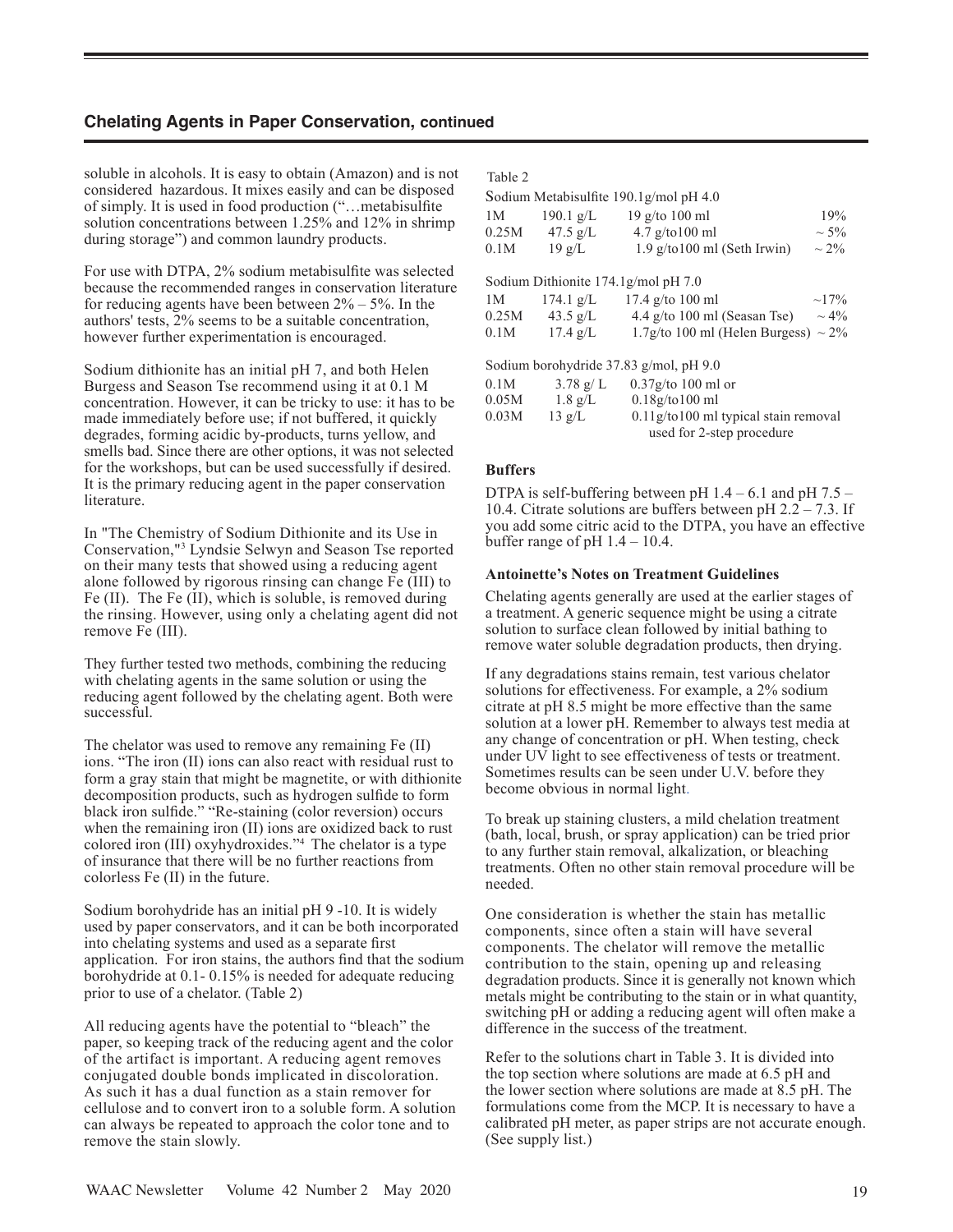soluble in alcohols. It is easy to obtain (Amazon) and is not considered hazardous. It mixes easily and can be disposed of simply. It is used in food production ("…metabisulfite solution concentrations between 1.25% and 12% in shrimp during storage") and common laundry products.

For use with DTPA, 2% sodium metabisulfite was selected because the recommended ranges in conservation literature for reducing agents have been between 2% – 5%. In the authors' tests, 2% seems to be a suitable concentration, however further experimentation is encouraged.

Sodium dithionite has an initial pH 7, and both Helen Burgess and Season Tse recommend using it at 0.1 M concentration. However, it can be tricky to use: it has to be made immediately before use; if not buffered, it quickly degrades, forming acidic by-products, turns yellow, and smells bad. Since there are other options, it was not selected for the workshops, but can be used successfully if desired. It is the primary reducing agent in the paper conservation literature.

In "The Chemistry of Sodium Dithionite and its Use in Conservation,"[3] Lyndsie Selwyn and Season Tse reported on their many tests that showed using a reducing agent alone followed by rigorous rinsing can change Fe (III) to Fe (II). The Fe (II), which is soluble, is removed during the rinsing. However, using only a chelating agent did not remove Fe (III).

They further tested two methods, combining the reducing with chelating agents in the same solution or using the reducing agent followed by the chelating agent. Both were successful.

The chelator was used to remove any remaining Fe (II) ions. "The iron (II) ions can also react with residual rust to form a gray stain that might be magnetite, or with dithionite decomposition products, such as hydrogen sulfide to form black iron sulfide." "Re-staining (color reversion) occurs when the remaining iron (II) ions are oxidized back to rust colored iron (III) oxyhydroxides."[4] The chelator is a type of insurance that there will be no further reactions from colorless Fe (II) in the future.

Sodium borohydride has an initial pH 9 -10. It is widely used by paper conservators, and it can be both incorporated into chelating systems and used as a separate first application. For iron stains, the authors find that the sodium borohydride at 0.1- 0.15% is needed for adequate reducing prior to use of a chelator. (Table 2)

All reducing agents have the potential to "bleach" the paper, so keeping track of the reducing agent and the color of the artifact is important. A reducing agent removes conjugated double bonds implicated in discoloration. As such it has a dual function as a stain remover for cellulose and to convert iron to a soluble form. A solution can always be repeated to approach the color tone and to remove the stain slowly.

Table 2

| Sodium Metabisulfite 190.1g/mol pH 4.0 | | | |
|---|---|---|---|
| 1M | 190.1 g/L | 19 g/to 100 ml | 19% |
| 0.25M | 47.5 g/L | 4.7 g/to100 ml | ~ 5% |
| 0.1M | 19 g/L | 1.9 g/to100 ml (Seth Irwin) | ~ 2% |
| **Sodium Dithionite 174.1g/mol pH 7.0** | | | |
| 1M | 174.1 g/L | 17.4 g/to 100 ml | ~17% |
| 0.25M | 43.5 g/L | 4.4 g/to 100 ml (Seasan Tse) | ~ 4% |
| 0.1M | 17.4 g/L | 1.7g/to 100 ml (Helen Burgess) | ~ 2% |
| **Sodium borohydride 37.83 g/mol, pH 9.0** | | | |
| 0.1M | 3.78 g/ L | 0.37g/to 100 ml or | |
| 0.05M | 1.8 g/L | 0.18g/to100 ml | |
| 0.03M | 13 g/L | 0.11g/to100 ml typical stain removal used for 2-step procedure | |

**Buffers**

DTPA is self-buffering between pH 1.4 – 6.1 and pH 7.5 – 10.4. Citrate solutions are buffers between pH 2.2 – 7.3. If you add some citric acid to the DTPA, you have an effective buffer range of pH 1.4 – 10.4.

**Antoinette's Notes on Treatment Guidelines**

Chelating agents generally are used at the earlier stages of a treatment. A generic sequence might be using a citrate solution to surface clean followed by initial bathing to remove water soluble degradation products, then drying.

If any degradations stains remain, test various chelator solutions for effectiveness. For example, a 2% sodium citrate at pH 8.5 might be more effective than the same solution at a lower pH. Remember to always test media at any change of concentration or pH. When testing, check under UV light to see effectiveness of tests or treatment. Sometimes results can be seen under U.V. before they become obvious in normal light.

To break up staining clusters, a mild chelation treatment (bath, local, brush, or spray application) can be tried prior to any further stain removal, alkalization, or bleaching treatments. Often no other stain removal procedure will be needed.

One consideration is whether the stain has metallic components, since often a stain will have several components. The chelator will remove the metallic contribution to the stain, opening up and releasing degradation products. Since it is generally not known which metals might be contributing to the stain or in what quantity, switching pH or adding a reducing agent will often make a difference in the success of the treatment.

Refer to the solutions chart in Table 3. It is divided into the top section where solutions are made at 6.5 pH and the lower section where solutions are made at 8.5 pH. The formulations come from the MCP. It is necessary to have a calibrated pH meter, as paper strips are not accurate enough. (See supply list.)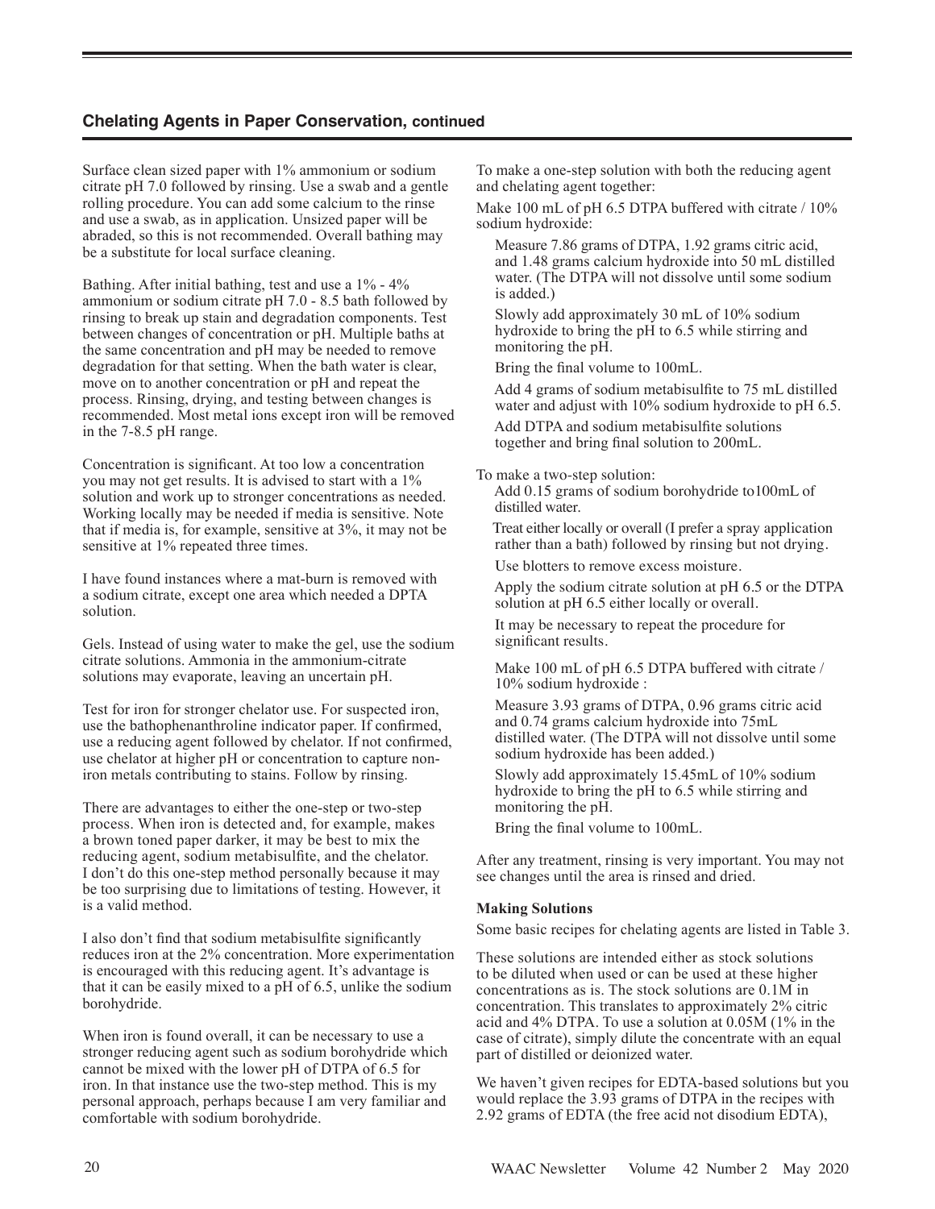## Chelating Agents in Paper Conservation, continued

Surface clean sized paper with 1% ammonium or sodium citrate pH 7.0 followed by rinsing. Use a swab and a gentle rolling procedure. You can add some calcium to the rinse and use a swab, as in application. Unsized paper will be abraded, so this is not recommended. Overall bathing may be a substitute for local surface cleaning.

Bathing. After initial bathing, test and use a 1% - 4% ammonium or sodium citrate pH 7.0 - 8.5 bath followed by rinsing to break up stain and degradation components. Test between changes of concentration or pH. Multiple baths at the same concentration and pH may be needed to remove degradation for that setting. When the bath water is clear, move on to another concentration or pH and repeat the process. Rinsing, drying, and testing between changes is recommended. Most metal ions except iron will be removed in the 7-8.5 pH range.

Concentration is significant. At too low a concentration you may not get results. It is advised to start with a 1% solution and work up to stronger concentrations as needed. Working locally may be needed if media is sensitive. Note that if media is, for example, sensitive at 3%, it may not be sensitive at 1% repeated three times.

I have found instances where a mat-burn is removed with a sodium citrate, except one area which needed a DPTA solution.

Gels. Instead of using water to make the gel, use the sodium citrate solutions. Ammonia in the ammonium-citrate solutions may evaporate, leaving an uncertain pH.

Test for iron for stronger chelator use. For suspected iron, use the bathophenanthroline indicator paper. If confirmed, use a reducing agent followed by chelator. If not confirmed, use chelator at higher pH or concentration to capture non-iron metals contributing to stains. Follow by rinsing.

There are advantages to either the one-step or two-step process. When iron is detected and, for example, makes a brown toned paper darker, it may be best to mix the reducing agent, sodium metabisulfite, and the chelator. I don't do this one-step method personally because it may be too surprising due to limitations of testing. However, it is a valid method.

I also don't find that sodium metabisulfite significantly reduces iron at the 2% concentration. More experimentation is encouraged with this reducing agent. It's advantage is that it can be easily mixed to a pH of 6.5, unlike the sodium borohydride.

When iron is found overall, it can be necessary to use a stronger reducing agent such as sodium borohydride which cannot be mixed with the lower pH of DTPA of 6.5 for iron. In that instance use the two-step method. This is my personal approach, perhaps because I am very familiar and comfortable with sodium borohydride.

To make a one-step solution with both the reducing agent and chelating agent together:

Make 100 mL of pH 6.5 DTPA buffered with citrate / 10% sodium hydroxide:

Measure 7.86 grams of DTPA, 1.92 grams citric acid, and 1.48 grams calcium hydroxide into 50 mL distilled water. (The DTPA will not dissolve until some sodium is added.)

Slowly add approximately 30 mL of 10% sodium hydroxide to bring the pH to 6.5 while stirring and monitoring the pH.

Bring the final volume to 100mL.

Add 4 grams of sodium metabisulfite to 75 mL distilled water and adjust with 10% sodium hydroxide to pH 6.5.

Add DTPA and sodium metabisulfite solutions together and bring final solution to 200mL.

To make a two-step solution:

Add 0.15 grams of sodium borohydride to100mL of distilled water.

Treat either locally or overall (I prefer a spray application rather than a bath) followed by rinsing but not drying.

Use blotters to remove excess moisture.

Apply the sodium citrate solution at pH 6.5 or the DTPA solution at pH 6.5 either locally or overall.

It may be necessary to repeat the procedure for significant results.

Make 100 mL of pH 6.5 DTPA buffered with citrate / 10% sodium hydroxide :

Measure 3.93 grams of DTPA, 0.96 grams citric acid and 0.74 grams calcium hydroxide into 75mL distilled water. (The DTPA will not dissolve until some sodium hydroxide has been added.)

Slowly add approximately 15.45mL of 10% sodium hydroxide to bring the pH to 6.5 while stirring and monitoring the pH.

Bring the final volume to 100mL.

After any treatment, rinsing is very important. You may not see changes until the area is rinsed and dried.

**Making Solutions**

Some basic recipes for chelating agents are listed in Table 3.

These solutions are intended either as stock solutions to be diluted when used or can be used at these higher concentrations as is. The stock solutions are 0.1M in concentration. This translates to approximately 2% citric acid and 4% DTPA. To use a solution at 0.05M (1% in the case of citrate), simply dilute the concentrate with an equal part of distilled or deionized water.

We haven't given recipes for EDTA-based solutions but you would replace the 3.93 grams of DTPA in the recipes with 2.92 grams of EDTA (the free acid not disodium EDTA),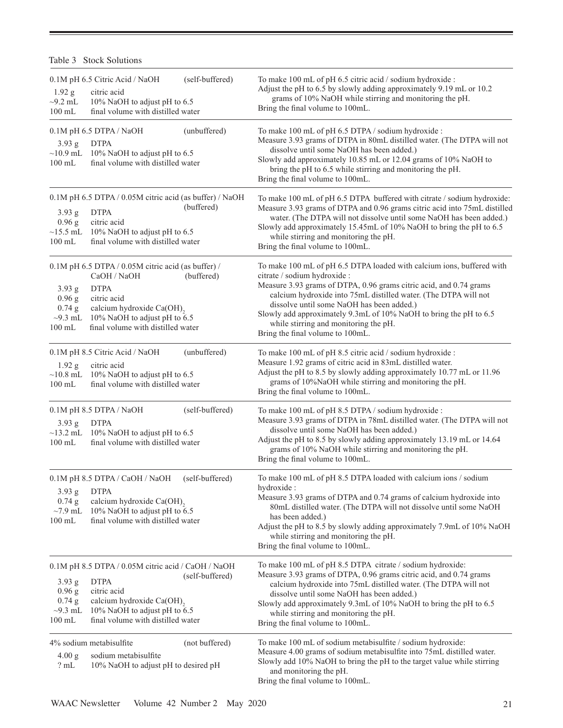Table 3 Stock Solutions

| Solution | Instructions |
|---|---|
| **0.1M pH 6.5 Citric Acid / NaOH** (self-buffered)<br>1.92 g citric acid<br>~9.2 mL 10% NaOH to adjust pH to 6.5<br>100 mL final volume with distilled water | To make 100 mL of pH 6.5 citric acid / sodium hydroxide :<br>Adjust the pH to 6.5 by slowly adding approximately 9.19 mL or 10.2 grams of 10% NaOH while stirring and monitoring the pH.<br>Bring the final volume to 100mL. |
| **0.1M pH 6.5 DTPA / NaOH** (unbuffered)<br>3.93 g DTPA<br>~10.9 mL 10% NaOH to adjust pH to 6.5<br>100 mL final volume with distilled water | To make 100 mL of pH 6.5 DTPA / sodium hydroxide :<br>Measure 3.93 grams of DTPA in 80mL distilled water. (The DTPA will not dissolve until some NaOH has been added.)<br>Slowly add approximately 10.85 mL or 12.04 grams of 10% NaOH to bring the pH to 6.5 while stirring and monitoring the pH.<br>Bring the final volume to 100mL. |
| **0.1M pH 6.5 DTPA / 0.05M citric acid (as buffer) / NaOH** (buffered)<br>3.93 g DTPA<br>0.96 g citric acid<br>~15.5 mL 10% NaOH to adjust pH to 6.5<br>100 mL final volume with distilled water | To make 100 mL of pH 6.5 DTPA buffered with citrate / sodium hydroxide:<br>Measure 3.93 grams of DTPA and 0.96 grams citric acid into 75mL distilled water. (The DTPA will not dissolve until some NaOH has been added.)<br>Slowly add approximately 15.45mL of 10% NaOH to bring the pH to 6.5 while stirring and monitoring the pH.<br>Bring the final volume to 100mL. |
| **0.1M pH 6.5 DTPA / 0.05M citric acid (as buffer) / CaOH / NaOH** (buffered)<br>3.93 g DTPA<br>0.96 g citric acid<br>0.74 g calcium hydroxide $Ca(OH)_2$<br>~9.3 mL 10% NaOH to adjust pH to 6.5<br>100 mL final volume with distilled water | To make 100 mL of pH 6.5 DTPA loaded with calcium ions, buffered with citrate / sodium hydroxide :<br>Measure 3.93 grams of DTPA, 0.96 grams citric acid, and 0.74 grams calcium hydroxide into 75mL distilled water. (The DTPA will not dissolve until some NaOH has been added.)<br>Slowly add approximately 9.3mL of 10% NaOH to bring the pH to 6.5 while stirring and monitoring the pH.<br>Bring the final volume to 100mL. |
| **0.1M pH 8.5 Citric Acid / NaOH** (unbuffered)<br>1.92 g citric acid<br>~10.8 mL 10% NaOH to adjust pH to 6.5<br>100 mL final volume with distilled water | To make 100 mL of pH 8.5 citric acid / sodium hydroxide :<br>Measure 1.92 grams of citric acid in 83mL distilled water.<br>Adjust the pH to 8.5 by slowly adding approximately 10.77 mL or 11.96 grams of 10%NaOH while stirring and monitoring the pH.<br>Bring the final volume to 100mL. |
| **0.1M pH 8.5 DTPA / NaOH** (self-buffered)<br>3.93 g DTPA<br>~13.2 mL 10% NaOH to adjust pH to 6.5<br>100 mL final volume with distilled water | To make 100 mL of pH 8.5 DTPA / sodium hydroxide :<br>Measure 3.93 grams of DTPA in 78mL distilled water. (The DTPA will not dissolve until some NaOH has been added.)<br>Adjust the pH to 8.5 by slowly adding approximately 13.19 mL or 14.64 grams of 10% NaOH while stirring and monitoring the pH.<br>Bring the final volume to 100mL. |
| **0.1M pH 8.5 DTPA / CaOH / NaOH** (self-buffered)<br>3.93 g DTPA<br>0.74 g calcium hydroxide $Ca(OH)_2$<br>~7.9 mL 10% NaOH to adjust pH to 6.5<br>100 mL final volume with distilled water | To make 100 mL of pH 8.5 DTPA loaded with calcium ions / sodium hydroxide :<br>Measure 3.93 grams of DTPA and 0.74 grams of calcium hydroxide into 80mL distilled water. (The DTPA will not dissolve until some NaOH has been added.)<br>Adjust the pH to 8.5 by slowly adding approximately 7.9mL of 10% NaOH while stirring and monitoring the pH.<br>Bring the final volume to 100mL. |
| **0.1M pH 8.5 DTPA / 0.05M citric acid / CaOH / NaOH** (self-buffered)<br>3.93 g DTPA<br>0.96 g citric acid<br>0.74 g calcium hydroxide $Ca(OH)_2$<br>~9.3 mL 10% NaOH to adjust pH to 6.5<br>100 mL final volume with distilled water | To make 100 mL of pH 8.5 DTPA citrate / sodium hydroxide:<br>Measure 3.93 grams of DTPA, 0.96 grams citric acid, and 0.74 grams calcium hydroxide into 75mL distilled water. (The DTPA will not dissolve until some NaOH has been added.)<br>Slowly add approximately 9.3mL of 10% NaOH to bring the pH to 6.5 while stirring and monitoring the pH.<br>Bring the final volume to 100mL. |
| **4% sodium metabisulfite** (not buffered)<br>4.00 g sodium metabisulfite<br>? mL 10% NaOH to adjust pH to desired pH | To make 100 mL of sodium metabisulfite / sodium hydroxide:<br>Measure 4.00 grams of sodium metabisulfite into 75mL distilled water.<br>Slowly add 10% NaOH to bring the pH to the target value while stirring and monitoring the pH.<br>Bring the final volume to 100mL. |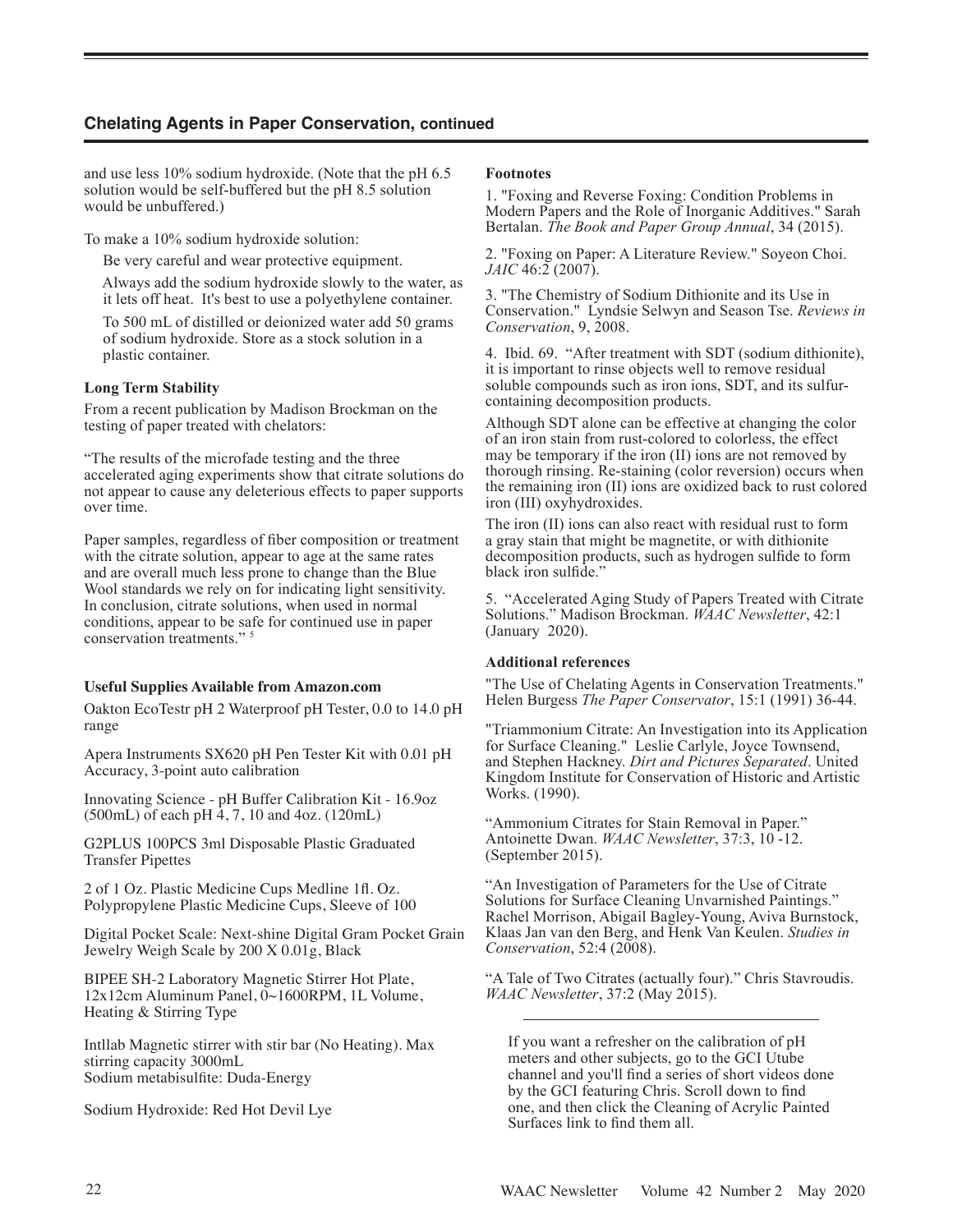## Chelating Agents in Paper Conservation, continued

and use less 10% sodium hydroxide. (Note that the pH 6.5 solution would be self-buffered but the pH 8.5 solution would be unbuffered.)

To make a 10% sodium hydroxide solution:

Be very careful and wear protective equipment.

Always add the sodium hydroxide slowly to the water, as it lets off heat. It's best to use a polyethylene container.

To 500 mL of distilled or deionized water add 50 grams of sodium hydroxide. Store as a stock solution in a plastic container.

**Long Term Stability**

From a recent publication by Madison Brockman on the testing of paper treated with chelators:

"The results of the microfade testing and the three accelerated aging experiments show that citrate solutions do not appear to cause any deleterious effects to paper supports over time.

Paper samples, regardless of fiber composition or treatment with the citrate solution, appear to age at the same rates and are overall much less prone to change than the Blue Wool standards we rely on for indicating light sensitivity. In conclusion, citrate solutions, when used in normal conditions, appear to be safe for continued use in paper conservation treatments." [5]

**Useful Supplies Available from Amazon.com**

Oakton EcoTestr pH 2 Waterproof pH Tester, 0.0 to 14.0 pH range

Apera Instruments SX620 pH Pen Tester Kit with 0.01 pH Accuracy, 3-point auto calibration

Innovating Science - pH Buffer Calibration Kit - 16.9oz (500mL) of each pH 4, 7, 10 and 4oz. (120mL)

G2PLUS 100PCS 3ml Disposable Plastic Graduated Transfer Pipettes

2 of 1 Oz. Plastic Medicine Cups Medline 1fl. Oz. Polypropylene Plastic Medicine Cups, Sleeve of 100

Digital Pocket Scale: Next-shine Digital Gram Pocket Grain Jewelry Weigh Scale by 200 X 0.01g, Black

BIPEE SH-2 Laboratory Magnetic Stirrer Hot Plate, 12x12cm Aluminum Panel, 0~1600RPM, 1L Volume, Heating & Stirring Type

Intllab Magnetic stirrer with stir bar (No Heating). Max stirring capacity 3000mL
Sodium metabisulfite: Duda-Energy

Sodium Hydroxide: Red Hot Devil Lye

**Footnotes**

1. "Foxing and Reverse Foxing: Condition Problems in Modern Papers and the Role of Inorganic Additives." Sarah Bertalan. *The Book and Paper Group Annual*, 34 (2015).

2. "Foxing on Paper: A Literature Review." Soyeon Choi. *JAIC* 46:2 (2007).

3. "The Chemistry of Sodium Dithionite and its Use in Conservation." Lyndsie Selwyn and Season Tse. *Reviews in Conservation*, 9, 2008.

4. Ibid. 69. "After treatment with SDT (sodium dithionite), it is important to rinse objects well to remove residual soluble compounds such as iron ions, SDT, and its sulfur-containing decomposition products.

Although SDT alone can be effective at changing the color of an iron stain from rust-colored to colorless, the effect may be temporary if the iron (II) ions are not removed by thorough rinsing. Re-staining (color reversion) occurs when the remaining iron (II) ions are oxidized back to rust colored iron (III) oxyhydroxides.

The iron (II) ions can also react with residual rust to form a gray stain that might be magnetite, or with dithionite decomposition products, such as hydrogen sulfide to form black iron sulfide."

5. "Accelerated Aging Study of Papers Treated with Citrate Solutions." Madison Brockman. *WAAC Newsletter*, 42:1 (January 2020).

**Additional references**

"The Use of Chelating Agents in Conservation Treatments." Helen Burgess *The Paper Conservator*, 15:1 (1991) 36-44.

"Triammonium Citrate: An Investigation into its Application for Surface Cleaning." Leslie Carlyle, Joyce Townsend, and Stephen Hackney. *Dirt and Pictures Separated*. United Kingdom Institute for Conservation of Historic and Artistic Works. (1990).

"Ammonium Citrates for Stain Removal in Paper." Antoinette Dwan. *WAAC Newsletter*, 37:3, 10 -12. (September 2015).

"An Investigation of Parameters for the Use of Citrate Solutions for Surface Cleaning Unvarnished Paintings." Rachel Morrison, Abigail Bagley-Young, Aviva Burnstock, Klaas Jan van den Berg, and Henk Van Keulen. *Studies in Conservation*, 52:4 (2008).

"A Tale of Two Citrates (actually four)." Chris Stavroudis. *WAAC Newsletter*, 37:2 (May 2015).

---

If you want a refresher on the calibration of pH meters and other subjects, go to the GCI Utube channel and you'll find a series of short videos done by the GCI featuring Chris. Scroll down to find one, and then click the Cleaning of Acrylic Painted Surfaces link to find them all.